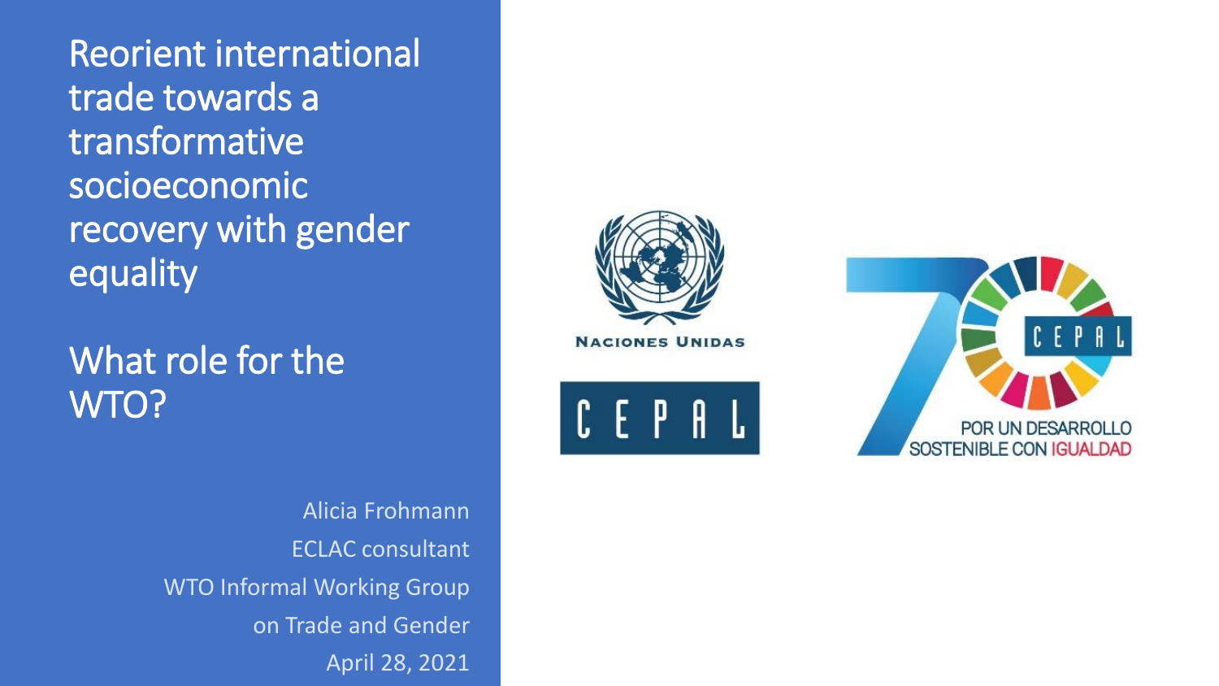# Reorient international trade towards a transformative socioeconomic recovery with gender equality

## What role for the WTO?

Alicia Frohmann

ECLAC consultant

WTO Informal Working Group on Trade and Gender

April 28, 2021

NACIONES UNIDAS

CEPAL

CEPAL

POR UN DESARROLLO SOSTENIBLE CON IGUALDAD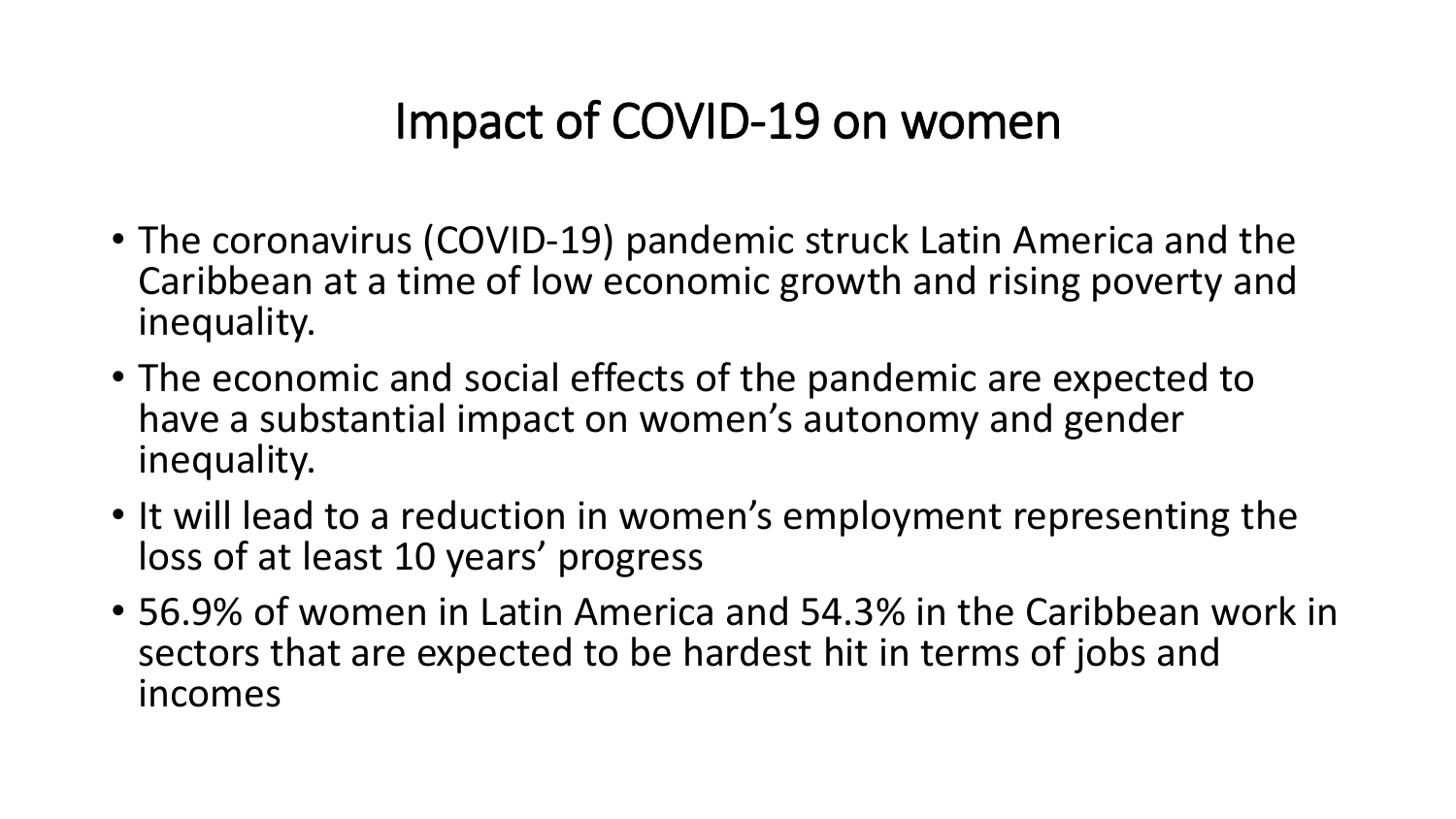# Impact of COVID-19 on women

- The coronavirus (COVID-19) pandemic struck Latin America and the Caribbean at a time of low economic growth and rising poverty and inequality.
- The economic and social effects of the pandemic are expected to have a substantial impact on women's autonomy and gender inequality.
- It will lead to a reduction in women's employment representing the loss of at least 10 years' progress
- 56.9% of women in Latin America and 54.3% in the Caribbean work in sectors that are expected to be hardest hit in terms of jobs and incomes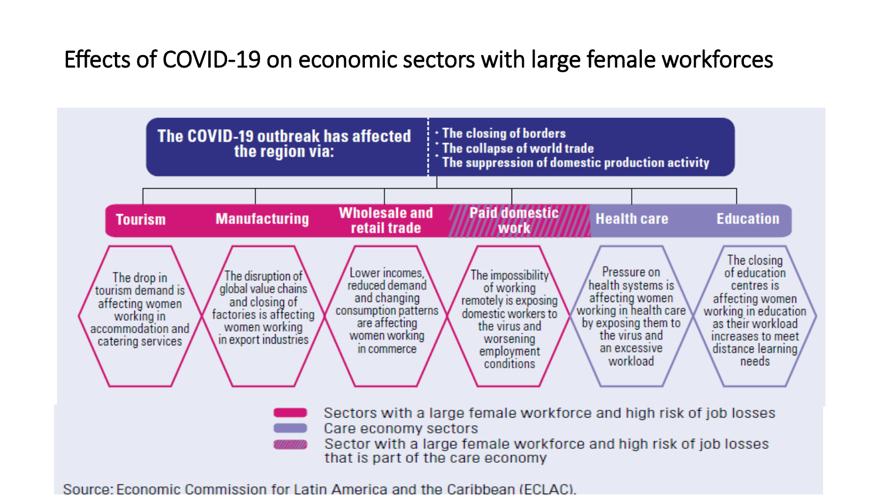# Effects of COVID-19 on economic sectors with large female workforces

**The COVID-19 outbreak has affected the region via:**

- The closing of borders
- The collapse of world trade
- The suppression of domestic production activity

| Tourism | Manufacturing | Wholesale and retail trade | Paid domestic work | Health care | Education |
|---|---|---|---|---|---|
| The drop in tourism demand is affecting women working in accommodation and catering services | The disruption of global value chains and closing of factories is affecting women working in export industries | Lower incomes, reduced demand and changing consumption patterns are affecting women working in commerce | The impossibility of working remotely is exposing domestic workers to the virus and worsening employment conditions | Pressure on health systems is affecting women working in health care by exposing them to the virus and an excessive workload | The closing of education centres is affecting women working in education as their workload increases to meet distance learning needs |

- Sectors with a large female workforce and high risk of job losses
- Care economy sectors
- Sector with a large female workforce and high risk of job losses that is part of the care economy

Source: Economic Commission for Latin America and the Caribbean (ECLAC).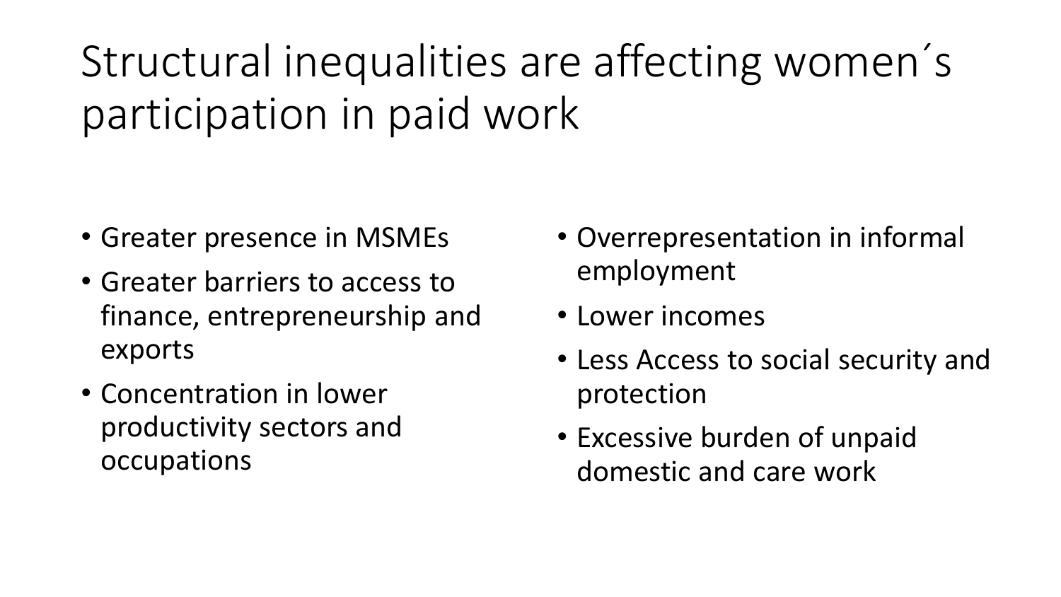# Structural inequalities are affecting women´s participation in paid work

- Greater presence in MSMEs
- Greater barriers to access to finance, entrepreneurship and exports
- Concentration in lower productivity sectors and occupations
- Overrepresentation in informal employment
- Lower incomes
- Less Access to social security and protection
- Excessive burden of unpaid domestic and care work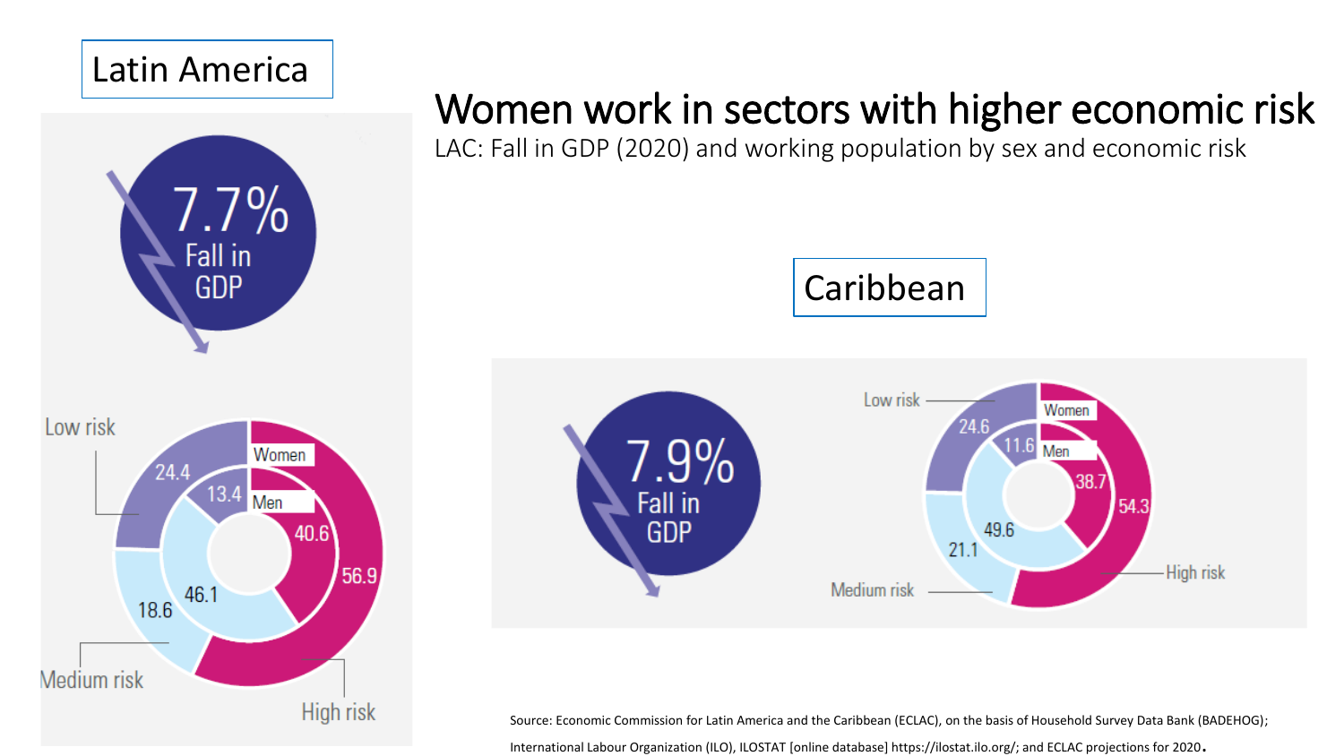Latin America

# Women work in sectors with higher economic risk

LAC: Fall in GDP (2020) and working population by sex and economic risk

7.7% Fall in GDP

| | Women | Men |
|---|---|---|
| Low risk | 24.4 | 13.4 |
| Medium risk | 18.6 | 46.1 |
| High risk | 56.9 | 40.6 |

Caribbean

7.9% Fall in GDP

| | Women | Men |
|---|---|---|
| Low risk | 24.6 | 11.6 |
| Medium risk | 21.1 | 49.6 |
| High risk | 54.3 | 38.7 |

Source: Economic Commission for Latin America and the Caribbean (ECLAC), on the basis of Household Survey Data Bank (BADEHOG); International Labour Organization (ILO), ILOSTAT [online database] https://ilostat.ilo.org/; and ECLAC projections for 2020.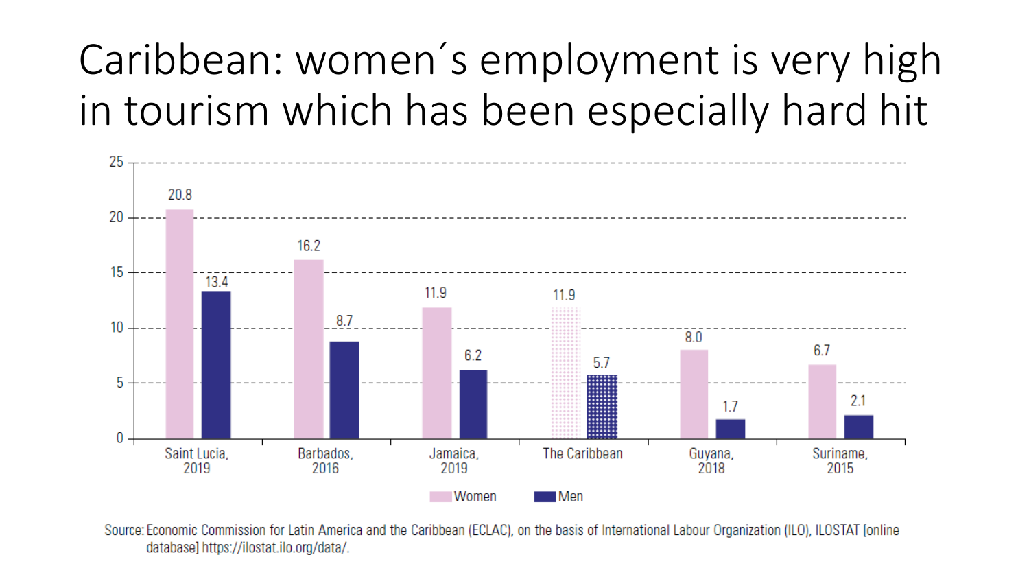# Caribbean: women´s employment is very high in tourism which has been especially hard hit

| | Women | Men |
|---|---|---|
| Saint Lucia, 2019 | 20.8 | 13.4 |
| Barbados, 2016 | 16.2 | 8.7 |
| Jamaica, 2019 | 11.9 | 6.2 |
| The Caribbean | 11.9 | 5.7 |
| Guyana, 2018 | 8.0 | 1.7 |
| Suriname, 2015 | 6.7 | 2.1 |

Source: Economic Commission for Latin America and the Caribbean (ECLAC), on the basis of International Labour Organization (ILO), ILOSTAT [online database] https://ilostat.ilo.org/data/.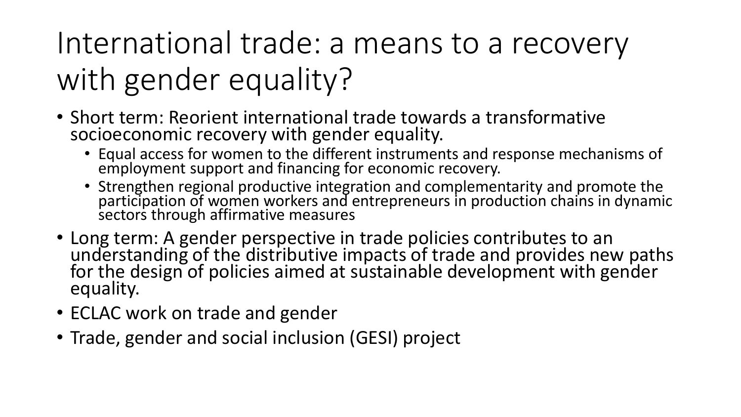# International trade: a means to a recovery with gender equality?

- Short term: Reorient international trade towards a transformative socioeconomic recovery with gender equality.
  - Equal access for women to the different instruments and response mechanisms of employment support and financing for economic recovery.
  - Strengthen regional productive integration and complementarity and promote the participation of women workers and entrepreneurs in production chains in dynamic sectors through affirmative measures
- Long term: A gender perspective in trade policies contributes to an understanding of the distributive impacts of trade and provides new paths for the design of policies aimed at sustainable development with gender equality.
- ECLAC work on trade and gender
- Trade, gender and social inclusion (GESI) project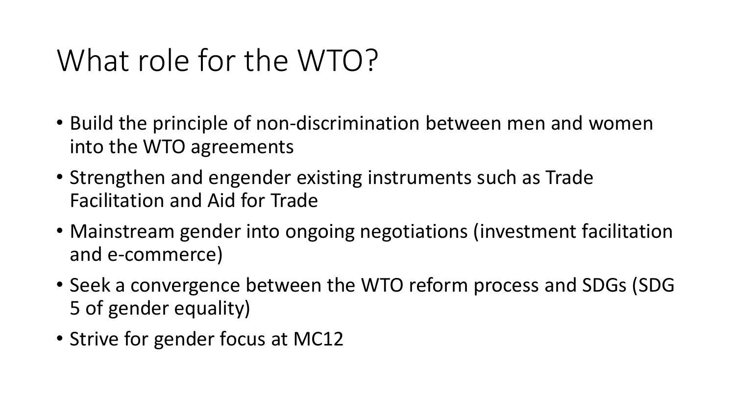# What role for the WTO?

- Build the principle of non-discrimination between men and women into the WTO agreements
- Strengthen and engender existing instruments such as Trade Facilitation and Aid for Trade
- Mainstream gender into ongoing negotiations (investment facilitation and e-commerce)
- Seek a convergence between the WTO reform process and SDGs (SDG 5 of gender equality)
- Strive for gender focus at MC12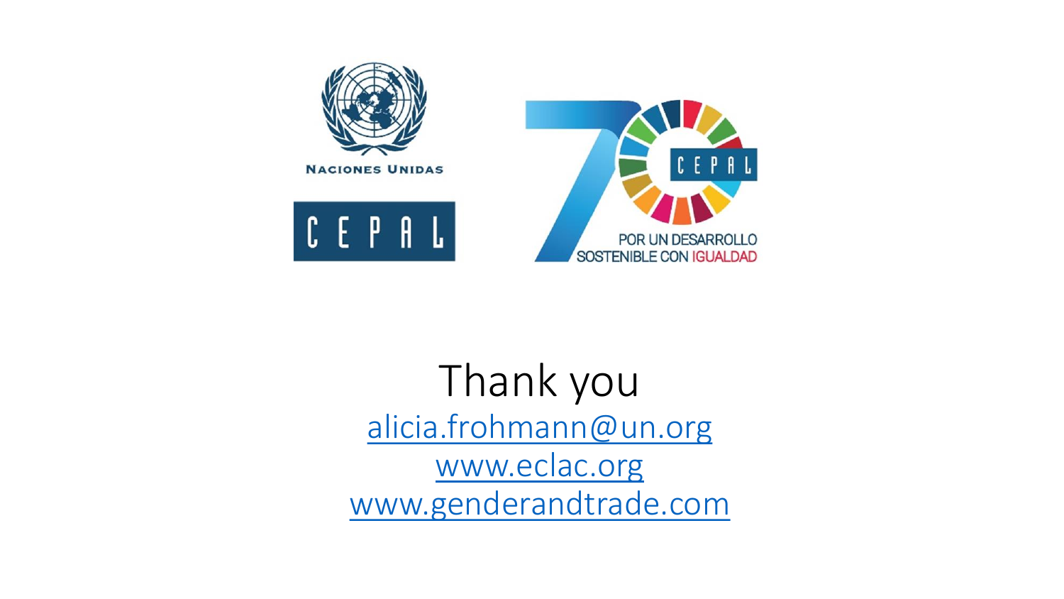NACIONES UNIDAS

CEPAL

CEPAL

POR UN DESARROLLO SOSTENIBLE CON IGUALDAD

Thank you

alicia.frohmann@un.org

www.eclac.org

www.genderandtrade.com